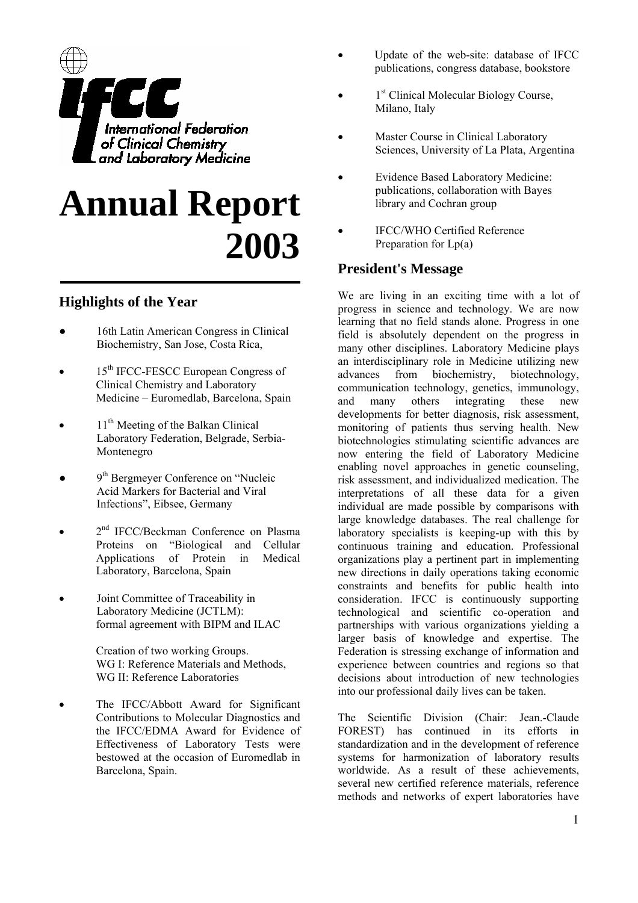International Federation of Clinical Chemistry and Laboratory Medicine

# Annual Report 2003

## Highlights of the Year

- 16th Latin American Congress in Clinical Biochemistry, San Jose, Costa Rica,
- 15th IFCC-FESCC European Congress of Clinical Chemistry and Laboratory Medicine – Euromedlab, Barcelona, Spain
- 11th Meeting of the Balkan Clinical Laboratory Federation, Belgrade, Serbia-Montenegro
- 9th Bergmeyer Conference on "Nucleic Acid Markers for Bacterial and Viral Infections", Eibsee, Germany
- 2nd IFCC/Beckman Conference on Plasma Proteins on "Biological and Cellular Applications of Protein in Medical Laboratory, Barcelona, Spain
- Joint Committee of Traceability in Laboratory Medicine (JCTLM): formal agreement with BIPM and ILAC

  Creation of two working Groups.
  WG I: Reference Materials and Methods,
  WG II: Reference Laboratories
- The IFCC/Abbott Award for Significant Contributions to Molecular Diagnostics and the IFCC/EDMA Award for Evidence of Effectiveness of Laboratory Tests were bestowed at the occasion of Euromedlab in Barcelona, Spain.
- Update of the web-site: database of IFCC publications, congress database, bookstore
- 1st Clinical Molecular Biology Course, Milano, Italy
- Master Course in Clinical Laboratory Sciences, University of La Plata, Argentina
- Evidence Based Laboratory Medicine: publications, collaboration with Bayes library and Cochran group
- IFCC/WHO Certified Reference Preparation for Lp(a)

## President's Message

We are living in an exciting time with a lot of progress in science and technology. We are now learning that no field stands alone. Progress in one field is absolutely dependent on the progress in many other disciplines. Laboratory Medicine plays an interdisciplinary role in Medicine utilizing new advances from biochemistry, biotechnology, communication technology, genetics, immunology, and many others integrating these new developments for better diagnosis, risk assessment, monitoring of patients thus serving health. New biotechnologies stimulating scientific advances are now entering the field of Laboratory Medicine enabling novel approaches in genetic counseling, risk assessment, and individualized medication. The interpretations of all these data for a given individual are made possible by comparisons with large knowledge databases. The real challenge for laboratory specialists is keeping-up with this by continuous training and education. Professional organizations play a pertinent part in implementing new directions in daily operations taking economic constraints and benefits for public health into consideration. IFCC is continuously supporting technological and scientific co-operation and partnerships with various organizations yielding a larger basis of knowledge and expertise. The Federation is stressing exchange of information and experience between countries and regions so that decisions about introduction of new technologies into our professional daily lives can be taken.

The Scientific Division (Chair: Jean.-Claude FOREST) has continued in its efforts in standardization and in the development of reference systems for harmonization of laboratory results worldwide. As a result of these achievements, several new certified reference materials, reference methods and networks of expert laboratories have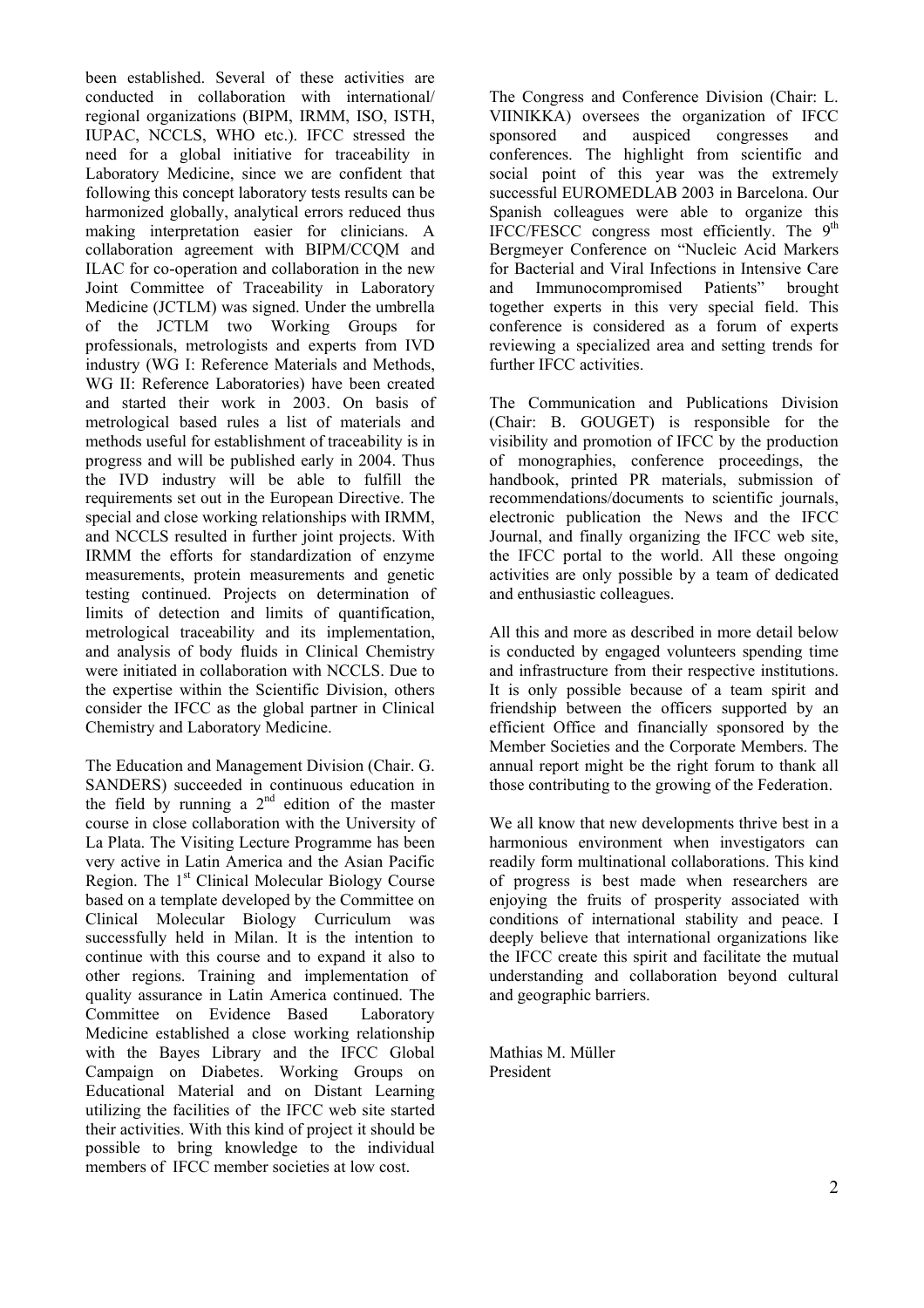been established. Several of these activities are conducted in collaboration with international/ regional organizations (BIPM, IRMM, ISO, ISTH, IUPAC, NCCLS, WHO etc.). IFCC stressed the need for a global initiative for traceability in Laboratory Medicine, since we are confident that following this concept laboratory tests results can be harmonized globally, analytical errors reduced thus making interpretation easier for clinicians. A collaboration agreement with BIPM/CCQM and ILAC for co-operation and collaboration in the new Joint Committee of Traceability in Laboratory Medicine (JCTLM) was signed. Under the umbrella of the JCTLM two Working Groups for professionals, metrologists and experts from IVD industry (WG I: Reference Materials and Methods, WG II: Reference Laboratories) have been created and started their work in 2003. On basis of metrological based rules a list of materials and methods useful for establishment of traceability is in progress and will be published early in 2004. Thus the IVD industry will be able to fulfill the requirements set out in the European Directive. The special and close working relationships with IRMM, and NCCLS resulted in further joint projects. With IRMM the efforts for standardization of enzyme measurements, protein measurements and genetic testing continued. Projects on determination of limits of detection and limits of quantification, metrological traceability and its implementation, and analysis of body fluids in Clinical Chemistry were initiated in collaboration with NCCLS. Due to the expertise within the Scientific Division, others consider the IFCC as the global partner in Clinical Chemistry and Laboratory Medicine.

The Education and Management Division (Chair. G. SANDERS) succeeded in continuous education in the field by running a 2nd edition of the master course in close collaboration with the University of La Plata. The Visiting Lecture Programme has been very active in Latin America and the Asian Pacific Region. The 1st Clinical Molecular Biology Course based on a template developed by the Committee on Clinical Molecular Biology Curriculum was successfully held in Milan. It is the intention to continue with this course and to expand it also to other regions. Training and implementation of quality assurance in Latin America continued. The Committee on Evidence Based Laboratory Medicine established a close working relationship with the Bayes Library and the IFCC Global Campaign on Diabetes. Working Groups on Educational Material and on Distant Learning utilizing the facilities of the IFCC web site started their activities. With this kind of project it should be possible to bring knowledge to the individual members of IFCC member societies at low cost.

The Congress and Conference Division (Chair: L. VIINIKKA) oversees the organization of IFCC sponsored and auspiced congresses and conferences. The highlight from scientific and social point of this year was the extremely successful EUROMEDLAB 2003 in Barcelona. Our Spanish colleagues were able to organize this IFCC/FESCC congress most efficiently. The 9th Bergmeyer Conference on "Nucleic Acid Markers for Bacterial and Viral Infections in Intensive Care and Immunocompromised Patients" brought together experts in this very special field. This conference is considered as a forum of experts reviewing a specialized area and setting trends for further IFCC activities.

The Communication and Publications Division (Chair: B. GOUGET) is responsible for the visibility and promotion of IFCC by the production of monographies, conference proceedings, the handbook, printed PR materials, submission of recommendations/documents to scientific journals, electronic publication the News and the IFCC Journal, and finally organizing the IFCC web site, the IFCC portal to the world. All these ongoing activities are only possible by a team of dedicated and enthusiastic colleagues.

All this and more as described in more detail below is conducted by engaged volunteers spending time and infrastructure from their respective institutions. It is only possible because of a team spirit and friendship between the officers supported by an efficient Office and financially sponsored by the Member Societies and the Corporate Members. The annual report might be the right forum to thank all those contributing to the growing of the Federation.

We all know that new developments thrive best in a harmonious environment when investigators can readily form multinational collaborations. This kind of progress is best made when researchers are enjoying the fruits of prosperity associated with conditions of international stability and peace. I deeply believe that international organizations like the IFCC create this spirit and facilitate the mutual understanding and collaboration beyond cultural and geographic barriers.

Mathias M. Müller  
President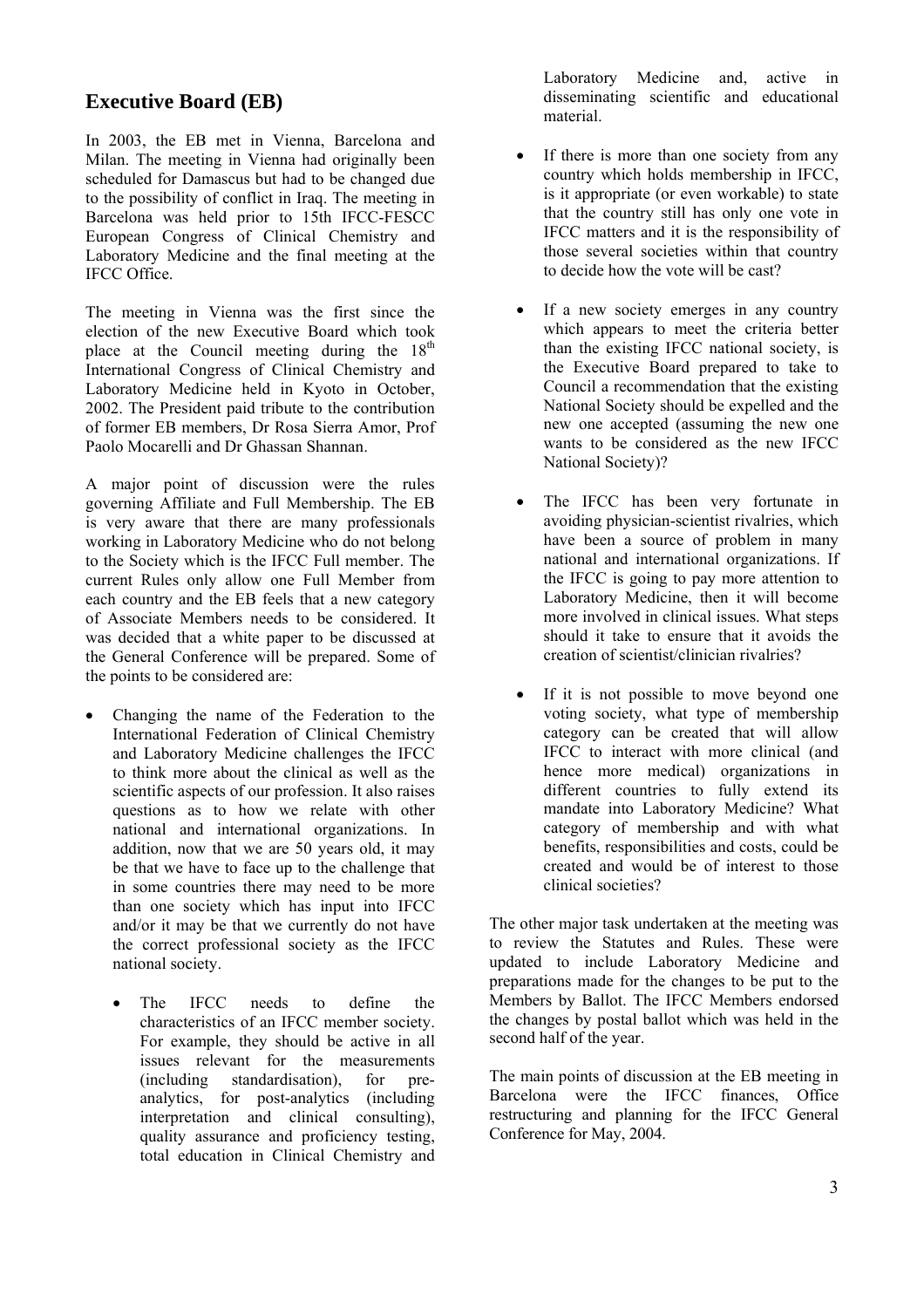## Executive Board (EB)

In 2003, the EB met in Vienna, Barcelona and Milan. The meeting in Vienna had originally been scheduled for Damascus but had to be changed due to the possibility of conflict in Iraq. The meeting in Barcelona was held prior to 15th IFCC-FESCC European Congress of Clinical Chemistry and Laboratory Medicine and the final meeting at the IFCC Office.

The meeting in Vienna was the first since the election of the new Executive Board which took place at the Council meeting during the 18th International Congress of Clinical Chemistry and Laboratory Medicine held in Kyoto in October, 2002. The President paid tribute to the contribution of former EB members, Dr Rosa Sierra Amor, Prof Paolo Mocarelli and Dr Ghassan Shannan.

A major point of discussion were the rules governing Affiliate and Full Membership. The EB is very aware that there are many professionals working in Laboratory Medicine who do not belong to the Society which is the IFCC Full member. The current Rules only allow one Full Member from each country and the EB feels that a new category of Associate Members needs to be considered. It was decided that a white paper to be discussed at the General Conference will be prepared. Some of the points to be considered are:

- Changing the name of the Federation to the International Federation of Clinical Chemistry and Laboratory Medicine challenges the IFCC to think more about the clinical as well as the scientific aspects of our profession. It also raises questions as to how we relate with other national and international organizations. In addition, now that we are 50 years old, it may be that we have to face up to the challenge that in some countries there may need to be more than one society which has input into IFCC and/or it may be that we currently do not have the correct professional society as the IFCC national society.
  - The IFCC needs to define the characteristics of an IFCC member society. For example, they should be active in all issues relevant for the measurements (including standardisation), for pre-analytics, for post-analytics (including interpretation and clinical consulting), quality assurance and proficiency testing, total education in Clinical Chemistry and Laboratory Medicine and, active in disseminating scientific and educational material.
  - If there is more than one society from any country which holds membership in IFCC, is it appropriate (or even workable) to state that the country still has only one vote in IFCC matters and it is the responsibility of those several societies within that country to decide how the vote will be cast?
  - If a new society emerges in any country which appears to meet the criteria better than the existing IFCC national society, is the Executive Board prepared to take to Council a recommendation that the existing National Society should be expelled and the new one accepted (assuming the new one wants to be considered as the new IFCC National Society)?
  - The IFCC has been very fortunate in avoiding physician-scientist rivalries, which have been a source of problem in many national and international organizations. If the IFCC is going to pay more attention to Laboratory Medicine, then it will become more involved in clinical issues. What steps should it take to ensure that it avoids the creation of scientist/clinician rivalries?
  - If it is not possible to move beyond one voting society, what type of membership category can be created that will allow IFCC to interact with more clinical (and hence more medical) organizations in different countries to fully extend its mandate into Laboratory Medicine? What category of membership and with what benefits, responsibilities and costs, could be created and would be of interest to those clinical societies?

The other major task undertaken at the meeting was to review the Statutes and Rules. These were updated to include Laboratory Medicine and preparations made for the changes to be put to the Members by Ballot. The IFCC Members endorsed the changes by postal ballot which was held in the second half of the year.

The main points of discussion at the EB meeting in Barcelona were the IFCC finances, Office restructuring and planning for the IFCC General Conference for May, 2004.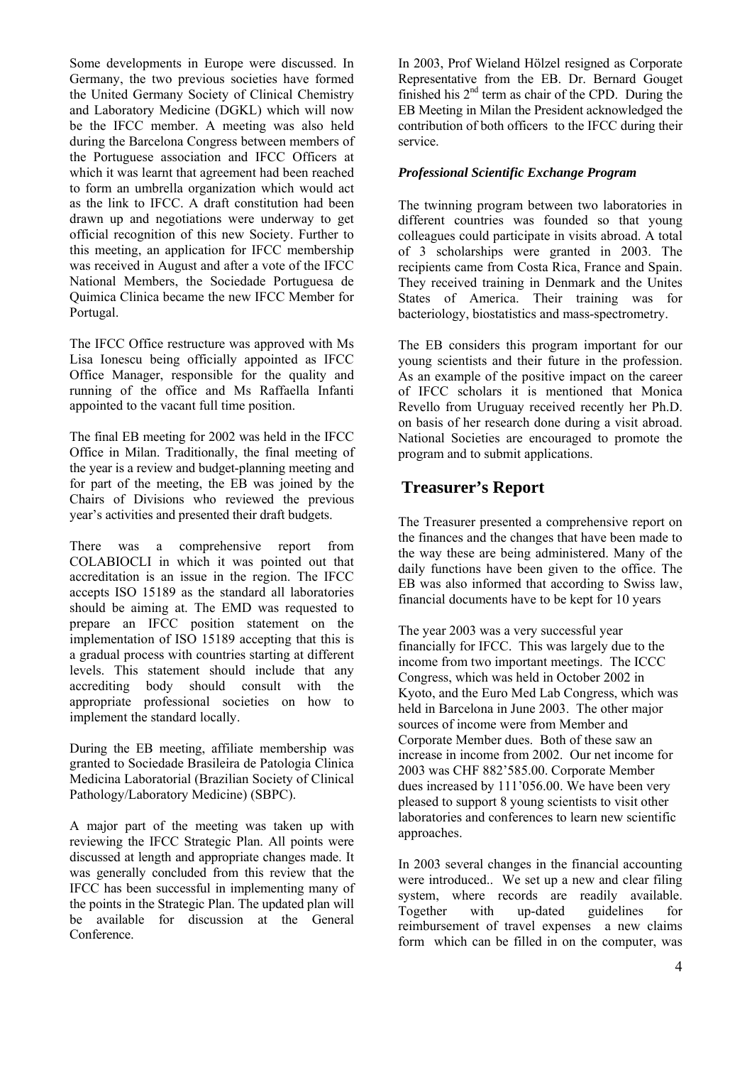Some developments in Europe were discussed. In Germany, the two previous societies have formed the United Germany Society of Clinical Chemistry and Laboratory Medicine (DGKL) which will now be the IFCC member. A meeting was also held during the Barcelona Congress between members of the Portuguese association and IFCC Officers at which it was learnt that agreement had been reached to form an umbrella organization which would act as the link to IFCC. A draft constitution had been drawn up and negotiations were underway to get official recognition of this new Society. Further to this meeting, an application for IFCC membership was received in August and after a vote of the IFCC National Members, the Sociedade Portuguesa de Quimica Clinica became the new IFCC Member for Portugal.

The IFCC Office restructure was approved with Ms Lisa Ionescu being officially appointed as IFCC Office Manager, responsible for the quality and running of the office and Ms Raffaella Infanti appointed to the vacant full time position.

The final EB meeting for 2002 was held in the IFCC Office in Milan. Traditionally, the final meeting of the year is a review and budget-planning meeting and for part of the meeting, the EB was joined by the Chairs of Divisions who reviewed the previous year's activities and presented their draft budgets.

There was a comprehensive report from COLABIOCLI in which it was pointed out that accreditation is an issue in the region. The IFCC accepts ISO 15189 as the standard all laboratories should be aiming at. The EMD was requested to prepare an IFCC position statement on the implementation of ISO 15189 accepting that this is a gradual process with countries starting at different levels. This statement should include that any accrediting body should consult with the appropriate professional societies on how to implement the standard locally.

During the EB meeting, affiliate membership was granted to Sociedade Brasileira de Patologia Clinica Medicina Laboratorial (Brazilian Society of Clinical Pathology/Laboratory Medicine) (SBPC).

A major part of the meeting was taken up with reviewing the IFCC Strategic Plan. All points were discussed at length and appropriate changes made. It was generally concluded from this review that the IFCC has been successful in implementing many of the points in the Strategic Plan. The updated plan will be available for discussion at the General Conference.

In 2003, Prof Wieland Hölzel resigned as Corporate Representative from the EB. Dr. Bernard Gouget finished his 2nd term as chair of the CPD. During the EB Meeting in Milan the President acknowledged the contribution of both officers to the IFCC during their service.

***Professional Scientific Exchange Program***

The twinning program between two laboratories in different countries was founded so that young colleagues could participate in visits abroad. A total of 3 scholarships were granted in 2003. The recipients came from Costa Rica, France and Spain. They received training in Denmark and the Unites States of America. Their training was for bacteriology, biostatistics and mass-spectrometry.

The EB considers this program important for our young scientists and their future in the profession. As an example of the positive impact on the career of IFCC scholars it is mentioned that Monica Revello from Uruguay received recently her Ph.D. on basis of her research done during a visit abroad. National Societies are encouraged to promote the program and to submit applications.

## Treasurer's Report

The Treasurer presented a comprehensive report on the finances and the changes that have been made to the way these are being administered. Many of the daily functions have been given to the office. The EB was also informed that according to Swiss law, financial documents have to be kept for 10 years

The year 2003 was a very successful year financially for IFCC. This was largely due to the income from two important meetings. The ICCC Congress, which was held in October 2002 in Kyoto, and the Euro Med Lab Congress, which was held in Barcelona in June 2003. The other major sources of income were from Member and Corporate Member dues. Both of these saw an increase in income from 2002. Our net income for 2003 was CHF 882'585.00. Corporate Member dues increased by 111'056.00. We have been very pleased to support 8 young scientists to visit other laboratories and conferences to learn new scientific approaches.

In 2003 several changes in the financial accounting were introduced.. We set up a new and clear filing system, where records are readily available. Together with up-dated guidelines for reimbursement of travel expenses a new claims form which can be filled in on the computer, was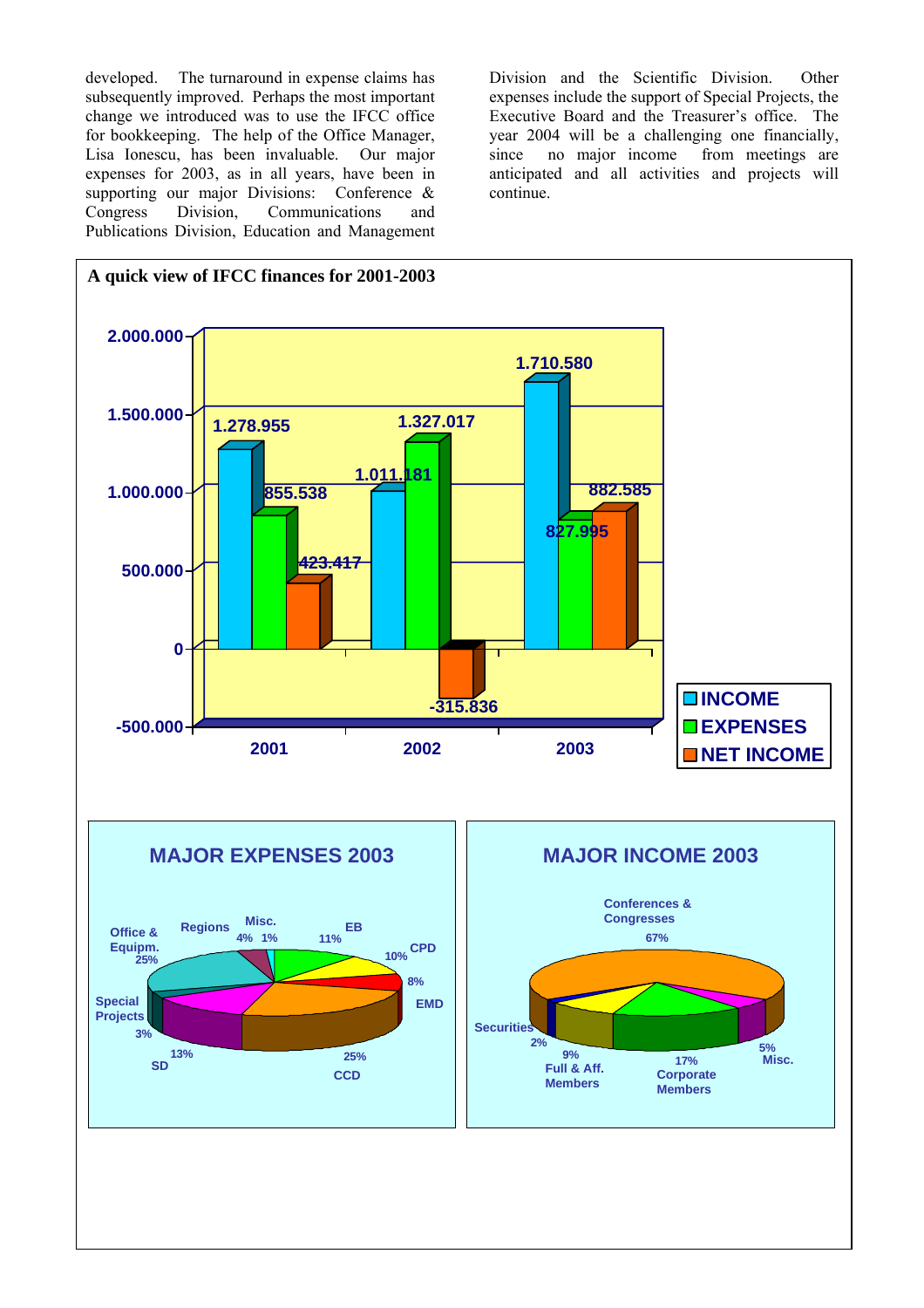developed. The turnaround in expense claims has subsequently improved. Perhaps the most important change we introduced was to use the IFCC office for bookkeeping. The help of the Office Manager, Lisa Ionescu, has been invaluable. Our major expenses for 2003, as in all years, have been in supporting our major Divisions: Conference & Congress Division, Communications and Publications Division, Education and Management Division and the Scientific Division. Other expenses include the support of Special Projects, the Executive Board and the Treasurer's office. The year 2004 will be a challenging one financially, since no major income from meetings are anticipated and all activities and projects will continue.

**A quick view of IFCC finances for 2001-2003**

| | 2001 | 2002 | 2003 |
|---|---|---|---|
| INCOME | 1.278.955 | 1.011.181 | 1.710.580 |
| EXPENSES | 855.538 | 1.327.017 | 827.995 |
| NET INCOME | 423.417 | -315.836 | 882.585 |

**MAJOR EXPENSES 2003**

| Item | % |
|---|---|
| EB | 11% |
| CPD | 10% |
| EMD | 8% |
| CCD | 25% |
| SD | 13% |
| Special Projects | 3% |
| Office & Equipm. | 25% |
| Regions | 4% |
| Misc. | 1% |

**MAJOR INCOME 2003**

| Item | % |
|---|---|
| Conferences & Congresses | 67% |
| Misc. | 5% |
| Corporate Members | 17% |
| Full & Aff. Members | 9% |
| Securities | 2% |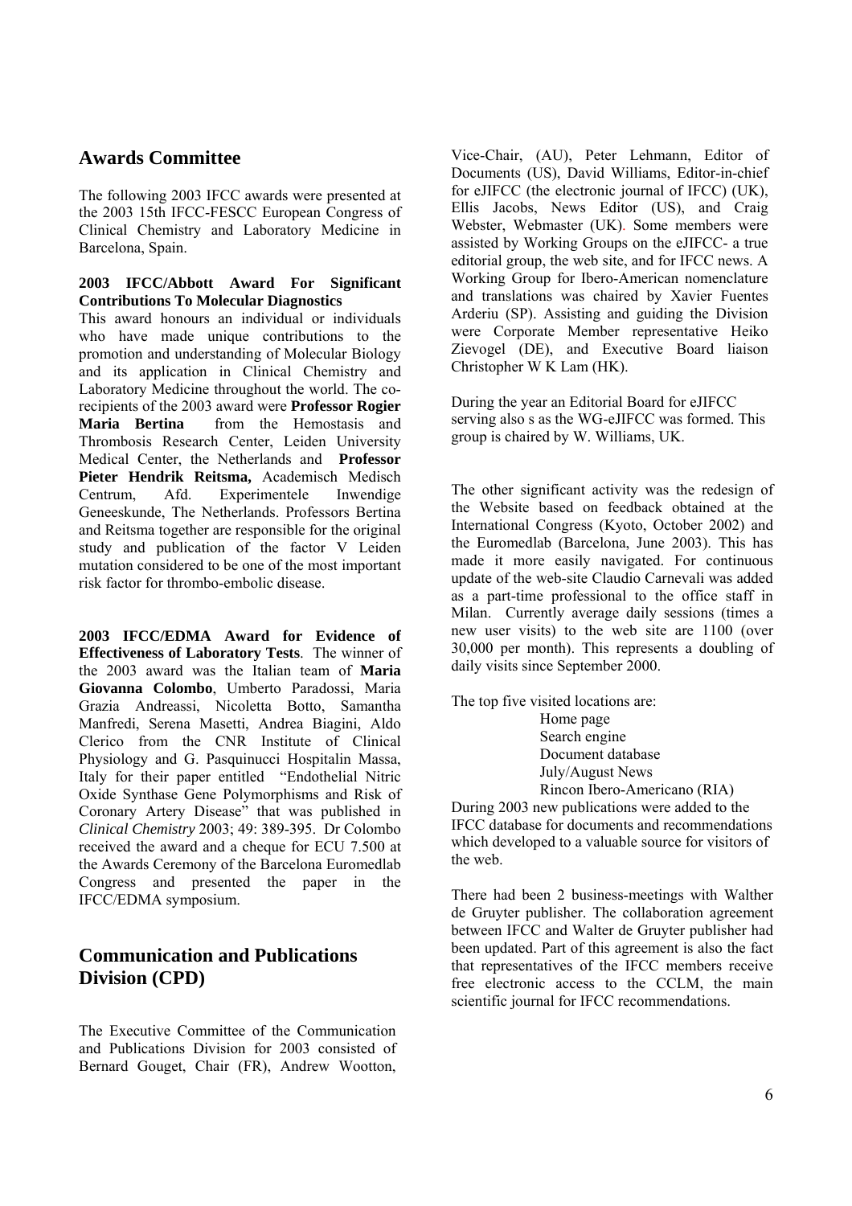## Awards Committee

The following 2003 IFCC awards were presented at the 2003 15th IFCC-FESCC European Congress of Clinical Chemistry and Laboratory Medicine in Barcelona, Spain.

**2003 IFCC/Abbott Award For Significant Contributions To Molecular Diagnostics**

This award honours an individual or individuals who have made unique contributions to the promotion and understanding of Molecular Biology and its application in Clinical Chemistry and Laboratory Medicine throughout the world. The co-recipients of the 2003 award were **Professor Rogier Maria Bertina** from the Hemostasis and Thrombosis Research Center, Leiden University Medical Center, the Netherlands and **Professor Pieter Hendrik Reitsma,** Academisch Medisch Centrum, Afd. Experimentele Inwendige Geneeskunde, The Netherlands. Professors Bertina and Reitsma together are responsible for the original study and publication of the factor V Leiden mutation considered to be one of the most important risk factor for thrombo-embolic disease.

**2003 IFCC/EDMA Award for Evidence of Effectiveness of Laboratory Tests**. The winner of the 2003 award was the Italian team of **Maria Giovanna Colombo**, Umberto Paradossi, Maria Grazia Andreassi, Nicoletta Botto, Samantha Manfredi, Serena Masetti, Andrea Biagini, Aldo Clerico from the CNR Institute of Clinical Physiology and G. Pasquinucci Hospitalin Massa, Italy for their paper entitled "Endothelial Nitric Oxide Synthase Gene Polymorphisms and Risk of Coronary Artery Disease" that was published in *Clinical Chemistry* 2003; 49: 389-395. Dr Colombo received the award and a cheque for ECU 7.500 at the Awards Ceremony of the Barcelona Euromedlab Congress and presented the paper in the IFCC/EDMA symposium.

## Communication and Publications Division (CPD)

The Executive Committee of the Communication and Publications Division for 2003 consisted of Bernard Gouget, Chair (FR), Andrew Wootton, Vice-Chair, (AU), Peter Lehmann, Editor of Documents (US), David Williams, Editor-in-chief for eJIFCC (the electronic journal of IFCC) (UK), Ellis Jacobs, News Editor (US), and Craig Webster, Webmaster (UK). Some members were assisted by Working Groups on the eJIFCC- a true editorial group, the web site, and for IFCC news. A Working Group for Ibero-American nomenclature and translations was chaired by Xavier Fuentes Arderiu (SP). Assisting and guiding the Division were Corporate Member representative Heiko Zievogel (DE), and Executive Board liaison Christopher W K Lam (HK).

During the year an Editorial Board for eJIFCC serving also s as the WG-eJIFCC was formed. This group is chaired by W. Williams, UK.

The other significant activity was the redesign of the Website based on feedback obtained at the International Congress (Kyoto, October 2002) and the Euromedlab (Barcelona, June 2003). This has made it more easily navigated. For continuous update of the web-site Claudio Carnevali was added as a part-time professional to the office staff in Milan. Currently average daily sessions (times a new user visits) to the web site are 1100 (over 30,000 per month). This represents a doubling of daily visits since September 2000.

The top five visited locations are:

- Home page
- Search engine
- Document database
- July/August News
- Rincon Ibero-Americano (RIA)

During 2003 new publications were added to the IFCC database for documents and recommendations which developed to a valuable source for visitors of the web.

There had been 2 business-meetings with Walther de Gruyter publisher. The collaboration agreement between IFCC and Walter de Gruyter publisher had been updated. Part of this agreement is also the fact that representatives of the IFCC members receive free electronic access to the CCLM, the main scientific journal for IFCC recommendations.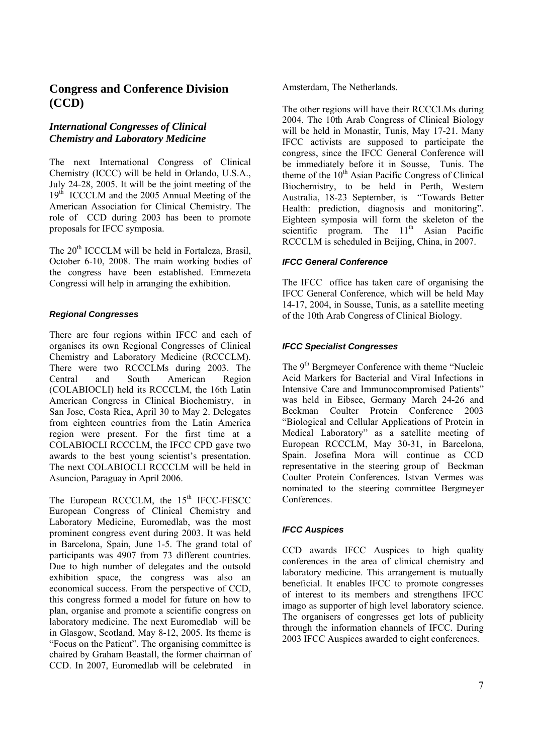## Congress and Conference Division (CCD)

### *International Congresses of Clinical Chemistry and Laboratory Medicine*

The next International Congress of Clinical Chemistry (ICCC) will be held in Orlando, U.S.A., July 24-28, 2005. It will be the joint meeting of the 19th ICCCLM and the 2005 Annual Meeting of the American Association for Clinical Chemistry. The role of CCD during 2003 has been to promote proposals for IFCC symposia.

The 20th ICCCLM will be held in Fortaleza, Brasil, October 6-10, 2008. The main working bodies of the congress have been established. Emmezeta Congressi will help in arranging the exhibition.

#### *Regional Congresses*

There are four regions within IFCC and each of organises its own Regional Congresses of Clinical Chemistry and Laboratory Medicine (RCCCLM). There were two RCCCLMs during 2003. The Central and South American Region (COLABIOCLI) held its RCCCLM, the 16th Latin American Congress in Clinical Biochemistry, in San Jose, Costa Rica, April 30 to May 2. Delegates from eighteen countries from the Latin America region were present. For the first time at a COLABIOCLI RCCCLM, the IFCC CPD gave two awards to the best young scientist's presentation. The next COLABIOCLI RCCCLM will be held in Asuncion, Paraguay in April 2006.

The European RCCCLM, the 15th IFCC-FESCC European Congress of Clinical Chemistry and Laboratory Medicine, Euromedlab, was the most prominent congress event during 2003. It was held in Barcelona, Spain, June 1-5. The grand total of participants was 4907 from 73 different countries. Due to high number of delegates and the outsold exhibition space, the congress was also an economical success. From the perspective of CCD, this congress formed a model for future on how to plan, organise and promote a scientific congress on laboratory medicine. The next Euromedlab will be in Glasgow, Scotland, May 8-12, 2005. Its theme is "Focus on the Patient". The organising committee is chaired by Graham Beastall, the former chairman of CCD. In 2007, Euromedlab will be celebrated in Amsterdam, The Netherlands.

The other regions will have their RCCCLMs during 2004. The 10th Arab Congress of Clinical Biology will be held in Monastir, Tunis, May 17-21. Many IFCC activists are supposed to participate the congress, since the IFCC General Conference will be immediately before it in Sousse, Tunis. The theme of the 10th Asian Pacific Congress of Clinical Biochemistry, to be held in Perth, Western Australia, 18-23 September, is "Towards Better Health: prediction, diagnosis and monitoring". Eighteen symposia will form the skeleton of the scientific program. The 11th Asian Pacific RCCCLM is scheduled in Beijing, China, in 2007.

#### *IFCC General Conference*

The IFCC office has taken care of organising the IFCC General Conference, which will be held May 14-17, 2004, in Sousse, Tunis, as a satellite meeting of the 10th Arab Congress of Clinical Biology.

#### *IFCC Specialist Congresses*

The 9th Bergmeyer Conference with theme "Nucleic Acid Markers for Bacterial and Viral Infections in Intensive Care and Immunocompromised Patients" was held in Eibsee, Germany March 24-26 and Beckman Coulter Protein Conference 2003 "Biological and Cellular Applications of Protein in Medical Laboratory" as a satellite meeting of European RCCCLM, May 30-31, in Barcelona, Spain. Josefina Mora will continue as CCD representative in the steering group of Beckman Coulter Protein Conferences. Istvan Vermes was nominated to the steering committee Bergmeyer Conferences.

#### *IFCC Auspices*

CCD awards IFCC Auspices to high quality conferences in the area of clinical chemistry and laboratory medicine. This arrangement is mutually beneficial. It enables IFCC to promote congresses of interest to its members and strengthens IFCC imago as supporter of high level laboratory science. The organisers of congresses get lots of publicity through the information channels of IFCC. During 2003 IFCC Auspices awarded to eight conferences.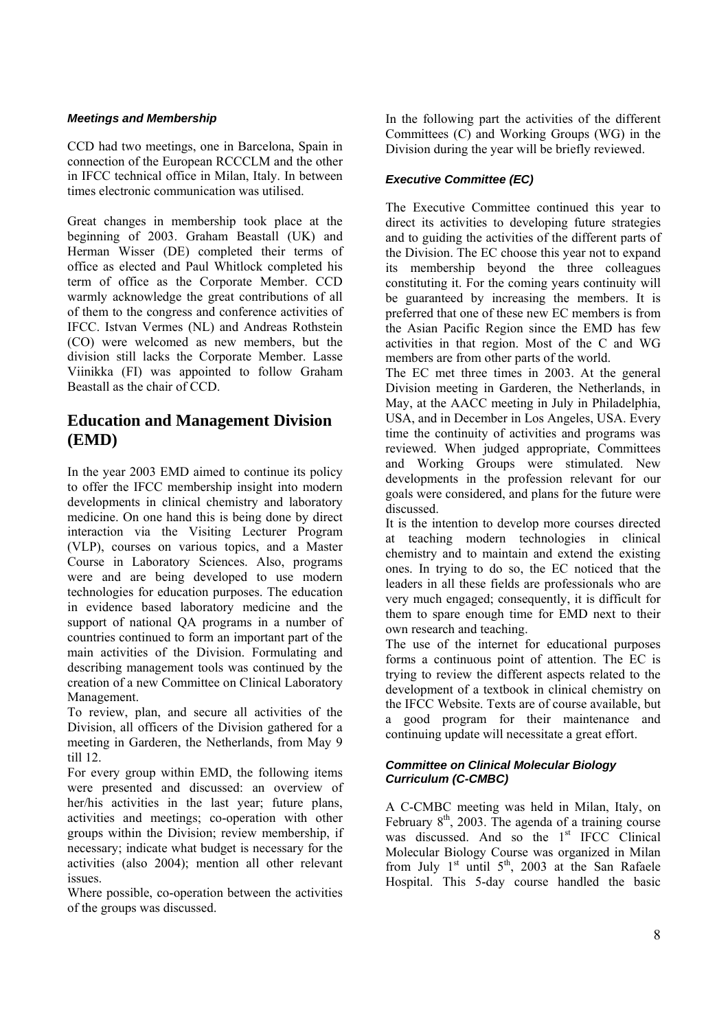#### *Meetings and Membership*

CCD had two meetings, one in Barcelona, Spain in connection of the European RCCCLM and the other in IFCC technical office in Milan, Italy. In between times electronic communication was utilised.

Great changes in membership took place at the beginning of 2003. Graham Beastall (UK) and Herman Wisser (DE) completed their terms of office as elected and Paul Whitlock completed his term of office as the Corporate Member. CCD warmly acknowledge the great contributions of all of them to the congress and conference activities of IFCC. Istvan Vermes (NL) and Andreas Rothstein (CO) were welcomed as new members, but the division still lacks the Corporate Member. Lasse Viinikka (FI) was appointed to follow Graham Beastall as the chair of CCD.

## Education and Management Division (EMD)

In the year 2003 EMD aimed to continue its policy to offer the IFCC membership insight into modern developments in clinical chemistry and laboratory medicine. On one hand this is being done by direct interaction via the Visiting Lecturer Program (VLP), courses on various topics, and a Master Course in Laboratory Sciences. Also, programs were and are being developed to use modern technologies for education purposes. The education in evidence based laboratory medicine and the support of national QA programs in a number of countries continued to form an important part of the main activities of the Division. Formulating and describing management tools was continued by the creation of a new Committee on Clinical Laboratory Management.

To review, plan, and secure all activities of the Division, all officers of the Division gathered for a meeting in Garderen, the Netherlands, from May 9 till 12.

For every group within EMD, the following items were presented and discussed: an overview of her/his activities in the last year; future plans, activities and meetings; co-operation with other groups within the Division; review membership, if necessary; indicate what budget is necessary for the activities (also 2004); mention all other relevant issues.

Where possible, co-operation between the activities of the groups was discussed.

In the following part the activities of the different Committees (C) and Working Groups (WG) in the Division during the year will be briefly reviewed.

#### *Executive Committee (EC)*

The Executive Committee continued this year to direct its activities to developing future strategies and to guiding the activities of the different parts of the Division. The EC choose this year not to expand its membership beyond the three colleagues constituting it. For the coming years continuity will be guaranteed by increasing the members. It is preferred that one of these new EC members is from the Asian Pacific Region since the EMD has few activities in that region. Most of the C and WG members are from other parts of the world.

The EC met three times in 2003. At the general Division meeting in Garderen, the Netherlands, in May, at the AACC meeting in July in Philadelphia, USA, and in December in Los Angeles, USA. Every time the continuity of activities and programs was reviewed. When judged appropriate, Committees and Working Groups were stimulated. New developments in the profession relevant for our goals were considered, and plans for the future were discussed.

It is the intention to develop more courses directed at teaching modern technologies in clinical chemistry and to maintain and extend the existing ones. In trying to do so, the EC noticed that the leaders in all these fields are professionals who are very much engaged; consequently, it is difficult for them to spare enough time for EMD next to their own research and teaching.

The use of the internet for educational purposes forms a continuous point of attention. The EC is trying to review the different aspects related to the development of a textbook in clinical chemistry on the IFCC Website. Texts are of course available, but a good program for their maintenance and continuing update will necessitate a great effort.

#### *Committee on Clinical Molecular Biology Curriculum (C-CMBC)*

A C-CMBC meeting was held in Milan, Italy, on February 8th, 2003. The agenda of a training course was discussed. And so the 1st IFCC Clinical Molecular Biology Course was organized in Milan from July 1st until 5th, 2003 at the San Rafaele Hospital. This 5-day course handled the basic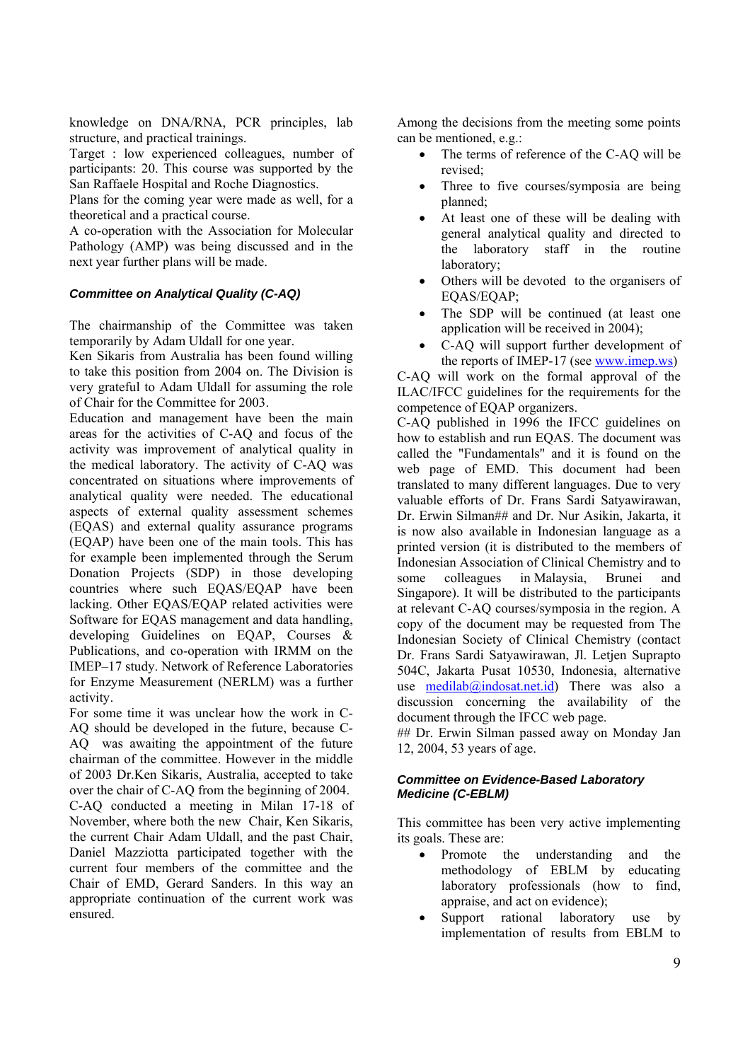knowledge on DNA/RNA, PCR principles, lab structure, and practical trainings.
Target : low experienced colleagues, number of participants: 20. This course was supported by the San Raffaele Hospital and Roche Diagnostics.
Plans for the coming year were made as well, for a theoretical and a practical course.
A co-operation with the Association for Molecular Pathology (AMP) was being discussed and in the next year further plans will be made.

### *Committee on Analytical Quality (C-AQ)*

The chairmanship of the Committee was taken temporarily by Adam Uldall for one year.
Ken Sikaris from Australia has been found willing to take this position from 2004 on. The Division is very grateful to Adam Uldall for assuming the role of Chair for the Committee for 2003.
Education and management have been the main areas for the activities of C-AQ and focus of the activity was improvement of analytical quality in the medical laboratory. The activity of C-AQ was concentrated on situations where improvements of analytical quality were needed. The educational aspects of external quality assessment schemes (EQAS) and external quality assurance programs (EQAP) have been one of the main tools. This has for example been implemented through the Serum Donation Projects (SDP) in those developing countries where such EQAS/EQAP have been lacking. Other EQAS/EQAP related activities were Software for EQAS management and data handling, developing Guidelines on EQAP, Courses & Publications, and co-operation with IRMM on the IMEP–17 study. Network of Reference Laboratories for Enzyme Measurement (NERLM) was a further activity.
For some time it was unclear how the work in C-AQ should be developed in the future, because C-AQ was awaiting the appointment of the future chairman of the committee. However in the middle of 2003 Dr.Ken Sikaris, Australia, accepted to take over the chair of C-AQ from the beginning of 2004.
C-AQ conducted a meeting in Milan 17-18 of November, where both the new Chair, Ken Sikaris, the current Chair Adam Uldall, and the past Chair, Daniel Mazziotta participated together with the current four members of the committee and the Chair of EMD, Gerard Sanders. In this way an appropriate continuation of the current work was ensured.

Among the decisions from the meeting some points can be mentioned, e.g.:

- The terms of reference of the C-AQ will be revised;
- Three to five courses/symposia are being planned;
- At least one of these will be dealing with general analytical quality and directed to the laboratory staff in the routine laboratory;
- Others will be devoted to the organisers of EQAS/EQAP;
- The SDP will be continued (at least one application will be received in 2004);
- C-AQ will support further development of the reports of IMEP-17 (see www.imep.ws)

C-AQ will work on the formal approval of the ILAC/IFCC guidelines for the requirements for the competence of EQAP organizers.
C-AQ published in 1996 the IFCC guidelines on how to establish and run EQAS. The document was called the "Fundamentals" and it is found on the web page of EMD. This document had been translated to many different languages. Due to very valuable efforts of Dr. Frans Sardi Satyawirawan, Dr. Erwin Silman## and Dr. Nur Asikin, Jakarta, it is now also available in Indonesian language as a printed version (it is distributed to the members of Indonesian Association of Clinical Chemistry and to some colleagues in Malaysia, Brunei and Singapore). It will be distributed to the participants at relevant C-AQ courses/symposia in the region. A copy of the document may be requested from The Indonesian Society of Clinical Chemistry (contact Dr. Frans Sardi Satyawirawan, Jl. Letjen Suprapto 504C, Jakarta Pusat 10530, Indonesia, alternative use medilab@indosat.net.id) There was also a discussion concerning the availability of the document through the IFCC web page.
## Dr. Erwin Silman passed away on Monday Jan 12, 2004, 53 years of age.

### *Committee on Evidence-Based Laboratory Medicine (C-EBLM)*

This committee has been very active implementing its goals. These are:

- Promote the understanding and the methodology of EBLM by educating laboratory professionals (how to find, appraise, and act on evidence);
- Support rational laboratory use by implementation of results from EBLM to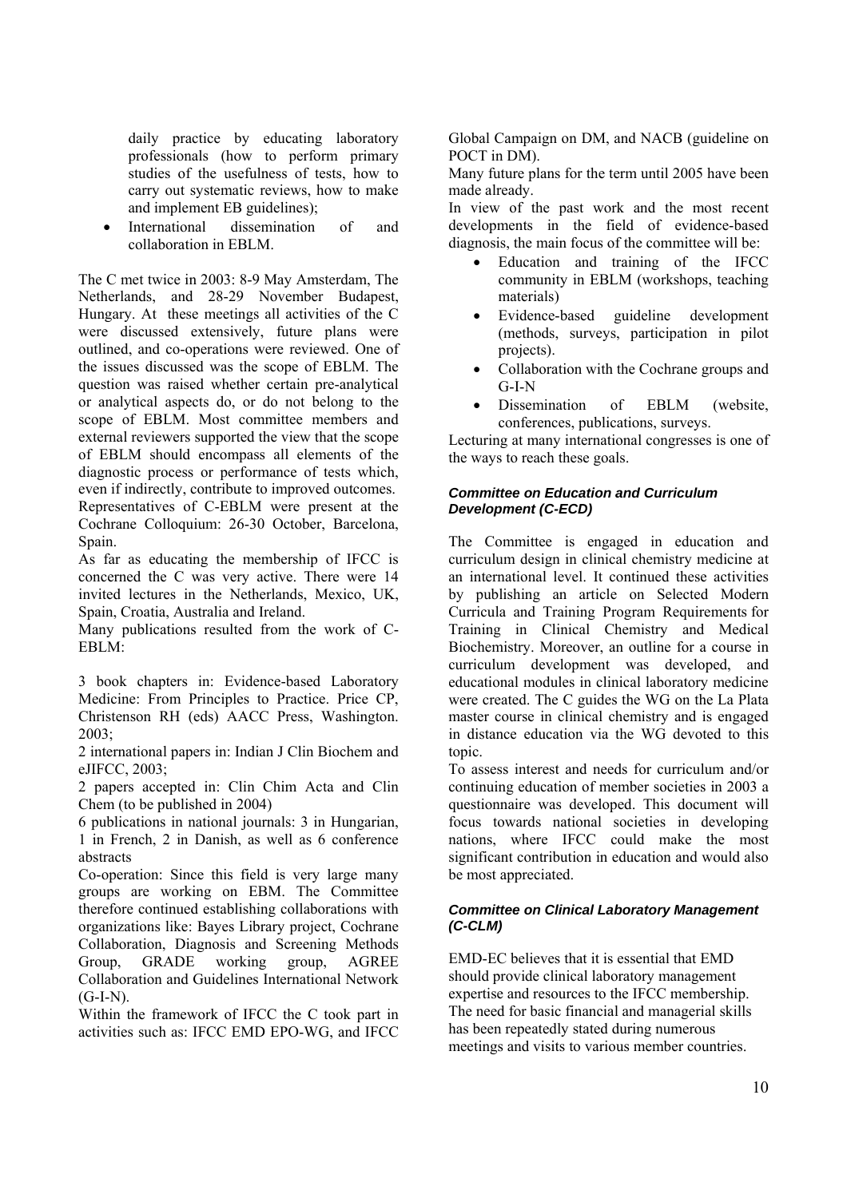daily practice by educating laboratory professionals (how to perform primary studies of the usefulness of tests, how to carry out systematic reviews, how to make and implement EB guidelines);

- International dissemination of and collaboration in EBLM.

The C met twice in 2003: 8-9 May Amsterdam, The Netherlands, and 28-29 November Budapest, Hungary. At these meetings all activities of the C were discussed extensively, future plans were outlined, and co-operations were reviewed. One of the issues discussed was the scope of EBLM. The question was raised whether certain pre-analytical or analytical aspects do, or do not belong to the scope of EBLM. Most committee members and external reviewers supported the view that the scope of EBLM should encompass all elements of the diagnostic process or performance of tests which, even if indirectly, contribute to improved outcomes.

Representatives of C-EBLM were present at the Cochrane Colloquium: 26-30 October, Barcelona, Spain.

As far as educating the membership of IFCC is concerned the C was very active. There were 14 invited lectures in the Netherlands, Mexico, UK, Spain, Croatia, Australia and Ireland.

Many publications resulted from the work of C-EBLM:

3 book chapters in: Evidence-based Laboratory Medicine: From Principles to Practice. Price CP, Christenson RH (eds) AACC Press, Washington. 2003;

2 international papers in: Indian J Clin Biochem and eJIFCC, 2003;

2 papers accepted in: Clin Chim Acta and Clin Chem (to be published in 2004)

6 publications in national journals: 3 in Hungarian, 1 in French, 2 in Danish, as well as 6 conference abstracts

Co-operation: Since this field is very large many groups are working on EBM. The Committee therefore continued establishing collaborations with organizations like: Bayes Library project, Cochrane Collaboration, Diagnosis and Screening Methods Group, GRADE working group, AGREE Collaboration and Guidelines International Network (G-I-N).

Within the framework of IFCC the C took part in activities such as: IFCC EMD EPO-WG, and IFCC Global Campaign on DM, and NACB (guideline on POCT in DM).

Many future plans for the term until 2005 have been made already.

In view of the past work and the most recent developments in the field of evidence-based diagnosis, the main focus of the committee will be:

- Education and training of the IFCC community in EBLM (workshops, teaching materials)
- Evidence-based guideline development (methods, surveys, participation in pilot projects).
- Collaboration with the Cochrane groups and G-I-N
- Dissemination of EBLM (website, conferences, publications, surveys.

Lecturing at many international congresses is one of the ways to reach these goals.

#### *Committee on Education and Curriculum Development (C-ECD)*

The Committee is engaged in education and curriculum design in clinical chemistry medicine at an international level. It continued these activities by publishing an article on Selected Modern Curricula and Training Program Requirements for Training in Clinical Chemistry and Medical Biochemistry. Moreover, an outline for a course in curriculum development was developed, and educational modules in clinical laboratory medicine were created. The C guides the WG on the La Plata master course in clinical chemistry and is engaged in distance education via the WG devoted to this topic.

To assess interest and needs for curriculum and/or continuing education of member societies in 2003 a questionnaire was developed. This document will focus towards national societies in developing nations, where IFCC could make the most significant contribution in education and would also be most appreciated.

#### *Committee on Clinical Laboratory Management (C-CLM)*

EMD-EC believes that it is essential that EMD should provide clinical laboratory management expertise and resources to the IFCC membership. The need for basic financial and managerial skills has been repeatedly stated during numerous meetings and visits to various member countries.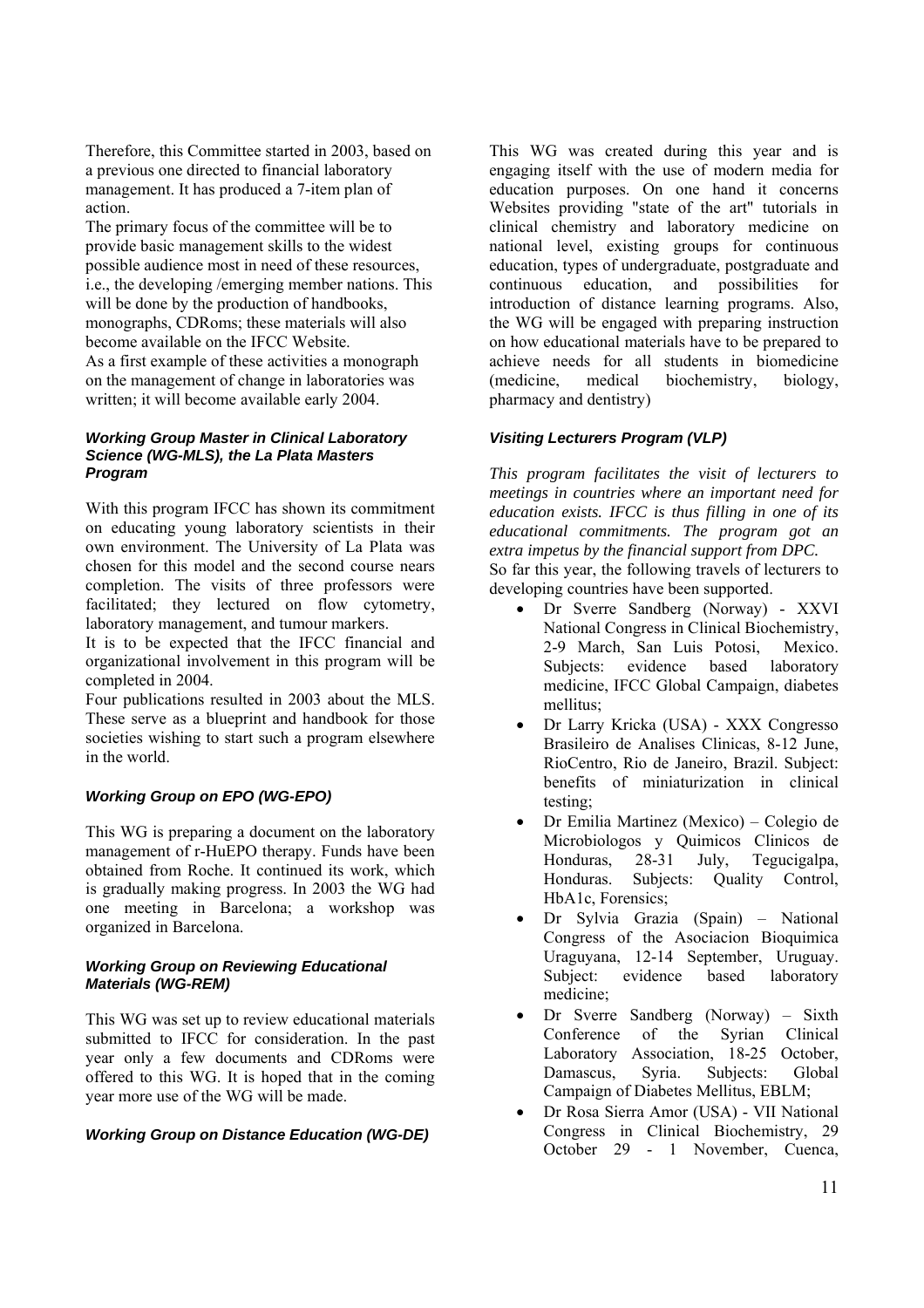Therefore, this Committee started in 2003, based on a previous one directed to financial laboratory management. It has produced a 7-item plan of action.

The primary focus of the committee will be to provide basic management skills to the widest possible audience most in need of these resources, i.e., the developing /emerging member nations. This will be done by the production of handbooks, monographs, CDRoms; these materials will also become available on the IFCC Website.

As a first example of these activities a monograph on the management of change in laboratories was written; it will become available early 2004.

#### *Working Group Master in Clinical Laboratory Science (WG-MLS), the La Plata Masters Program*

With this program IFCC has shown its commitment on educating young laboratory scientists in their own environment. The University of La Plata was chosen for this model and the second course nears completion. The visits of three professors were facilitated; they lectured on flow cytometry, laboratory management, and tumour markers.

It is to be expected that the IFCC financial and organizational involvement in this program will be completed in 2004.

Four publications resulted in 2003 about the MLS. These serve as a blueprint and handbook for those societies wishing to start such a program elsewhere in the world.

#### *Working Group on EPO (WG-EPO)*

This WG is preparing a document on the laboratory management of r-HuEPO therapy. Funds have been obtained from Roche. It continued its work, which is gradually making progress. In 2003 the WG had one meeting in Barcelona; a workshop was organized in Barcelona.

#### *Working Group on Reviewing Educational Materials (WG-REM)*

This WG was set up to review educational materials submitted to IFCC for consideration. In the past year only a few documents and CDRoms were offered to this WG. It is hoped that in the coming year more use of the WG will be made.

#### *Working Group on Distance Education (WG-DE)*

This WG was created during this year and is engaging itself with the use of modern media for education purposes. On one hand it concerns Websites providing "state of the art" tutorials in clinical chemistry and laboratory medicine on national level, existing groups for continuous education, types of undergraduate, postgraduate and continuous education, and possibilities for introduction of distance learning programs. Also, the WG will be engaged with preparing instruction on how educational materials have to be prepared to achieve needs for all students in biomedicine (medicine, medical biochemistry, biology, pharmacy and dentistry)

#### *Visiting Lecturers Program (VLP)*

*This program facilitates the visit of lecturers to meetings in countries where an important need for education exists. IFCC is thus filling in one of its educational commitments. The program got an extra impetus by the financial support from DPC.*

So far this year, the following travels of lecturers to developing countries have been supported.

- Dr Sverre Sandberg (Norway) - XXVI National Congress in Clinical Biochemistry, 2-9 March, San Luis Potosi, Mexico. Subjects: evidence based laboratory medicine, IFCC Global Campaign, diabetes mellitus;
- Dr Larry Kricka (USA) - XXX Congresso Brasileiro de Analises Clinicas, 8-12 June, RioCentro, Rio de Janeiro, Brazil. Subject: benefits of miniaturization in clinical testing;
- Dr Emilia Martinez (Mexico) – Colegio de Microbiologos y Quimicos Clinicos de Honduras, 28-31 July, Tegucigalpa, Honduras. Subjects: Quality Control, HbA1c, Forensics;
- Dr Sylvia Grazia (Spain) – National Congress of the Asociacion Bioquimica Uraguyana, 12-14 September, Uruguay. Subject: evidence based laboratory medicine;
- Dr Sverre Sandberg (Norway) – Sixth Conference of the Syrian Clinical Laboratory Association, 18-25 October, Damascus, Syria. Subjects: Global Campaign of Diabetes Mellitus, EBLM;
- Dr Rosa Sierra Amor (USA) - VII National Congress in Clinical Biochemistry, 29 October 29 - 1 November, Cuenca,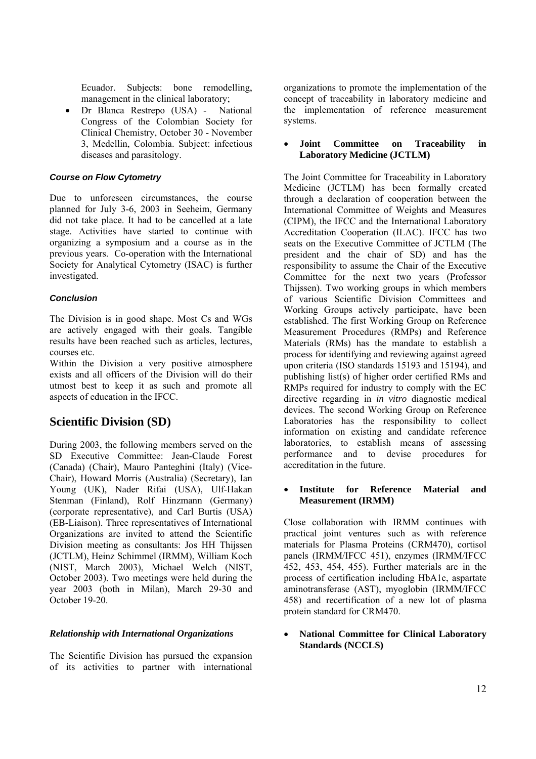Ecuador. Subjects: bone remodelling, management in the clinical laboratory;

- Dr Blanca Restrepo (USA) - National Congress of the Colombian Society for Clinical Chemistry, October 30 - November 3, Medellin, Colombia. Subject: infectious diseases and parasitology.

### *Course on Flow Cytometry*

Due to unforeseen circumstances, the course planned for July 3-6, 2003 in Seeheim, Germany did not take place. It had to be cancelled at a late stage. Activities have started to continue with organizing a symposium and a course as in the previous years. Co-operation with the International Society for Analytical Cytometry (ISAC) is further investigated.

### *Conclusion*

The Division is in good shape. Most Cs and WGs are actively engaged with their goals. Tangible results have been reached such as articles, lectures, courses etc.

Within the Division a very positive atmosphere exists and all officers of the Division will do their utmost best to keep it as such and promote all aspects of education in the IFCC.

## Scientific Division (SD)

During 2003, the following members served on the SD Executive Committee: Jean-Claude Forest (Canada) (Chair), Mauro Panteghini (Italy) (Vice-Chair), Howard Morris (Australia) (Secretary), Ian Young (UK), Nader Rifai (USA), Ulf-Hakan Stenman (Finland), Rolf Hinzmann (Germany) (corporate representative), and Carl Burtis (USA) (EB-Liaison). Three representatives of International Organizations are invited to attend the Scientific Division meeting as consultants: Jos HH Thijssen (JCTLM), Heinz Schimmel (IRMM), William Koch (NIST, March 2003), Michael Welch (NIST, October 2003). Two meetings were held during the year 2003 (both in Milan), March 29-30 and October 19-20.

### *Relationship with International Organizations*

The Scientific Division has pursued the expansion of its activities to partner with international organizations to promote the implementation of the concept of traceability in laboratory medicine and the implementation of reference measurement systems.

- **Joint Committee on Traceability in Laboratory Medicine (JCTLM)**

The Joint Committee for Traceability in Laboratory Medicine (JCTLM) has been formally created through a declaration of cooperation between the International Committee of Weights and Measures (CIPM), the IFCC and the International Laboratory Accreditation Cooperation (ILAC). IFCC has two seats on the Executive Committee of JCTLM (The president and the chair of SD) and has the responsibility to assume the Chair of the Executive Committee for the next two years (Professor Thijssen). Two working groups in which members of various Scientific Division Committees and Working Groups actively participate, have been established. The first Working Group on Reference Measurement Procedures (RMPs) and Reference Materials (RMs) has the mandate to establish a process for identifying and reviewing against agreed upon criteria (ISO standards 15193 and 15194), and publishing list(s) of higher order certified RMs and RMPs required for industry to comply with the EC directive regarding in *in vitro* diagnostic medical devices. The second Working Group on Reference Laboratories has the responsibility to collect information on existing and candidate reference laboratories, to establish means of assessing performance and to devise procedures for accreditation in the future.

- **Institute for Reference Material and Measurement (IRMM)**

Close collaboration with IRMM continues with practical joint ventures such as with reference materials for Plasma Proteins (CRM470), cortisol panels (IRMM/IFCC 451), enzymes (IRMM/IFCC 452, 453, 454, 455). Further materials are in the process of certification including HbA1c, aspartate aminotransferase (AST), myoglobin (IRMM/IFCC 458) and recertification of a new lot of plasma protein standard for CRM470.

- **National Committee for Clinical Laboratory Standards (NCCLS)**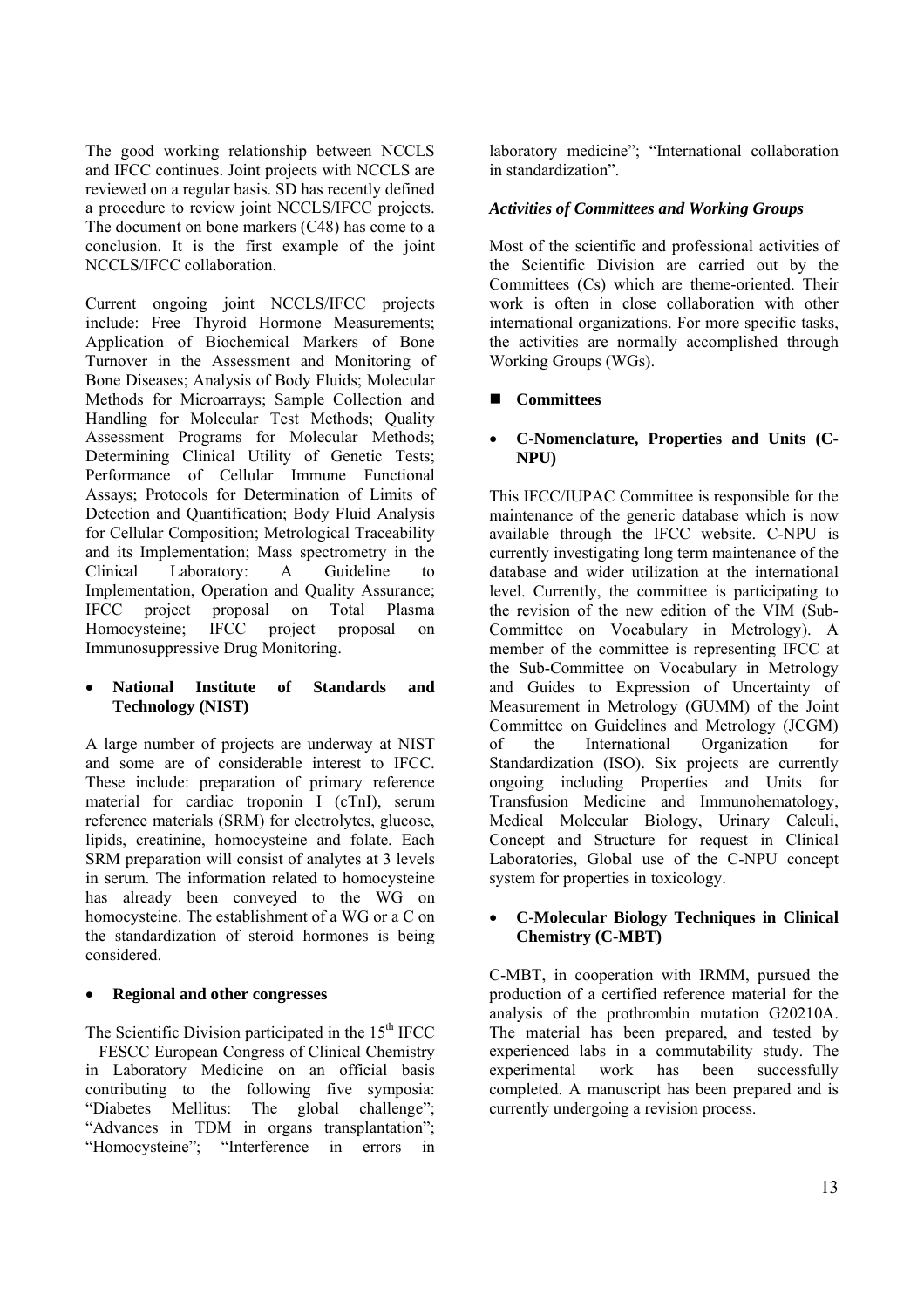The good working relationship between NCCLS and IFCC continues. Joint projects with NCCLS are reviewed on a regular basis. SD has recently defined a procedure to review joint NCCLS/IFCC projects. The document on bone markers (C48) has come to a conclusion. It is the first example of the joint NCCLS/IFCC collaboration.

Current ongoing joint NCCLS/IFCC projects include: Free Thyroid Hormone Measurements; Application of Biochemical Markers of Bone Turnover in the Assessment and Monitoring of Bone Diseases; Analysis of Body Fluids; Molecular Methods for Microarrays; Sample Collection and Handling for Molecular Test Methods; Quality Assessment Programs for Molecular Methods; Determining Clinical Utility of Genetic Tests; Performance of Cellular Immune Functional Assays; Protocols for Determination of Limits of Detection and Quantification; Body Fluid Analysis for Cellular Composition; Metrological Traceability and its Implementation; Mass spectrometry in the Clinical Laboratory: A Guideline to Implementation, Operation and Quality Assurance; IFCC project proposal on Total Plasma Homocysteine; IFCC project proposal on Immunosuppressive Drug Monitoring.

- **National Institute of Standards and Technology (NIST)**

A large number of projects are underway at NIST and some are of considerable interest to IFCC. These include: preparation of primary reference material for cardiac troponin I (cTnI), serum reference materials (SRM) for electrolytes, glucose, lipids, creatinine, homocysteine and folate. Each SRM preparation will consist of analytes at 3 levels in serum. The information related to homocysteine has already been conveyed to the WG on homocysteine. The establishment of a WG or a C on the standardization of steroid hormones is being considered.

- **Regional and other congresses**

The Scientific Division participated in the 15th IFCC – FESCC European Congress of Clinical Chemistry in Laboratory Medicine on an official basis contributing to the following five symposia: "Diabetes Mellitus: The global challenge"; "Advances in TDM in organs transplantation"; "Homocysteine"; "Interference in errors in laboratory medicine"; "International collaboration in standardization".

***Activities of Committees and Working Groups***

Most of the scientific and professional activities of the Scientific Division are carried out by the Committees (Cs) which are theme-oriented. Their work is often in close collaboration with other international organizations. For more specific tasks, the activities are normally accomplished through Working Groups (WGs).

- **Committees**

- **C-Nomenclature, Properties and Units (C-NPU)**

This IFCC/IUPAC Committee is responsible for the maintenance of the generic database which is now available through the IFCC website. C-NPU is currently investigating long term maintenance of the database and wider utilization at the international level. Currently, the committee is participating to the revision of the new edition of the VIM (Sub-Committee on Vocabulary in Metrology). A member of the committee is representing IFCC at the Sub-Committee on Vocabulary in Metrology and Guides to Expression of Uncertainty of Measurement in Metrology (GUMM) of the Joint Committee on Guidelines and Metrology (JCGM) of the International Organization for Standardization (ISO). Six projects are currently ongoing including Properties and Units for Transfusion Medicine and Immunohematology, Medical Molecular Biology, Urinary Calculi, Concept and Structure for request in Clinical Laboratories, Global use of the C-NPU concept system for properties in toxicology.

- **C-Molecular Biology Techniques in Clinical Chemistry (C-MBT)**

C-MBT, in cooperation with IRMM, pursued the production of a certified reference material for the analysis of the prothrombin mutation G20210A. The material has been prepared, and tested by experienced labs in a commutability study. The experimental work has been successfully completed. A manuscript has been prepared and is currently undergoing a revision process.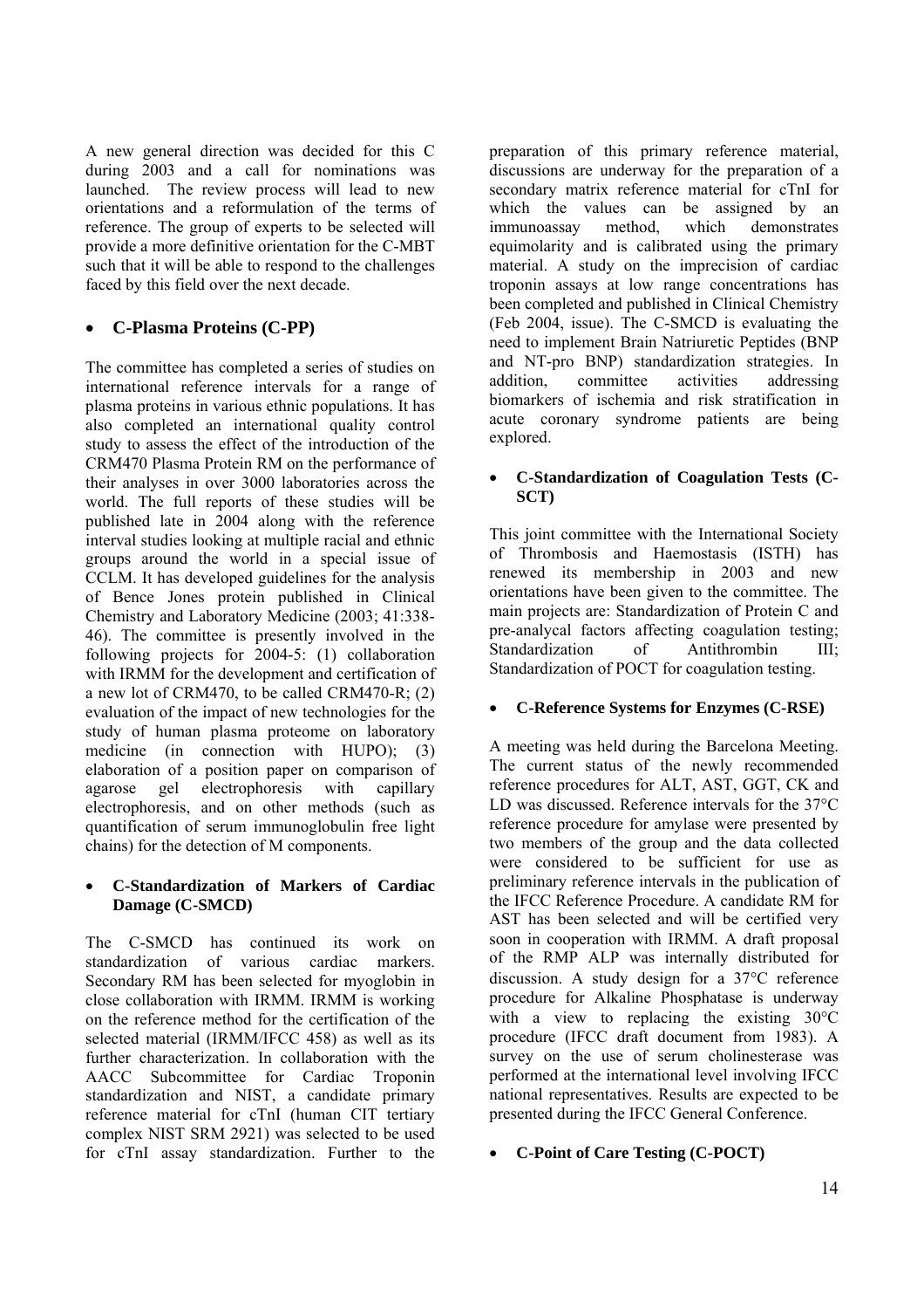A new general direction was decided for this C during 2003 and a call for nominations was launched. The review process will lead to new orientations and a reformulation of the terms of reference. The group of experts to be selected will provide a more definitive orientation for the C-MBT such that it will be able to respond to the challenges faced by this field over the next decade.

- **C-Plasma Proteins (C-PP)**

The committee has completed a series of studies on international reference intervals for a range of plasma proteins in various ethnic populations. It has also completed an international quality control study to assess the effect of the introduction of the CRM470 Plasma Protein RM on the performance of their analyses in over 3000 laboratories across the world. The full reports of these studies will be published late in 2004 along with the reference interval studies looking at multiple racial and ethnic groups around the world in a special issue of CCLM. It has developed guidelines for the analysis of Bence Jones protein published in Clinical Chemistry and Laboratory Medicine (2003; 41:338-46). The committee is presently involved in the following projects for 2004-5: (1) collaboration with IRMM for the development and certification of a new lot of CRM470, to be called CRM470-R; (2) evaluation of the impact of new technologies for the study of human plasma proteome on laboratory medicine (in connection with HUPO); (3) elaboration of a position paper on comparison of agarose gel electrophoresis with capillary electrophoresis, and on other methods (such as quantification of serum immunoglobulin free light chains) for the detection of M components.

- **C-Standardization of Markers of Cardiac Damage (C-SMCD)**

The C-SMCD has continued its work on standardization of various cardiac markers. Secondary RM has been selected for myoglobin in close collaboration with IRMM. IRMM is working on the reference method for the certification of the selected material (IRMM/IFCC 458) as well as its further characterization. In collaboration with the AACC Subcommittee for Cardiac Troponin standardization and NIST, a candidate primary reference material for cTnI (human CIT tertiary complex NIST SRM 2921) was selected to be used for cTnI assay standardization. Further to the preparation of this primary reference material, discussions are underway for the preparation of a secondary matrix reference material for cTnI for which the values can be assigned by an immunoassay method, which demonstrates equimolarity and is calibrated using the primary material. A study on the imprecision of cardiac troponin assays at low range concentrations has been completed and published in Clinical Chemistry (Feb 2004, issue). The C-SMCD is evaluating the need to implement Brain Natriuretic Peptides (BNP and NT-pro BNP) standardization strategies. In addition, committee activities addressing biomarkers of ischemia and risk stratification in acute coronary syndrome patients are being explored.

- **C-Standardization of Coagulation Tests (C-SCT)**

This joint committee with the International Society of Thrombosis and Haemostasis (ISTH) has renewed its membership in 2003 and new orientations have been given to the committee. The main projects are: Standardization of Protein C and pre-analycal factors affecting coagulation testing; Standardization of Antithrombin III; Standardization of POCT for coagulation testing.

- **C-Reference Systems for Enzymes (C-RSE)**

A meeting was held during the Barcelona Meeting. The current status of the newly recommended reference procedures for ALT, AST, GGT, CK and LD was discussed. Reference intervals for the 37°C reference procedure for amylase were presented by two members of the group and the data collected were considered to be sufficient for use as preliminary reference intervals in the publication of the IFCC Reference Procedure. A candidate RM for AST has been selected and will be certified very soon in cooperation with IRMM. A draft proposal of the RMP ALP was internally distributed for discussion. A study design for a 37°C reference procedure for Alkaline Phosphatase is underway with a view to replacing the existing 30°C procedure (IFCC draft document from 1983). A survey on the use of serum cholinesterase was performed at the international level involving IFCC national representatives. Results are expected to be presented during the IFCC General Conference.

- **C-Point of Care Testing (C-POCT)**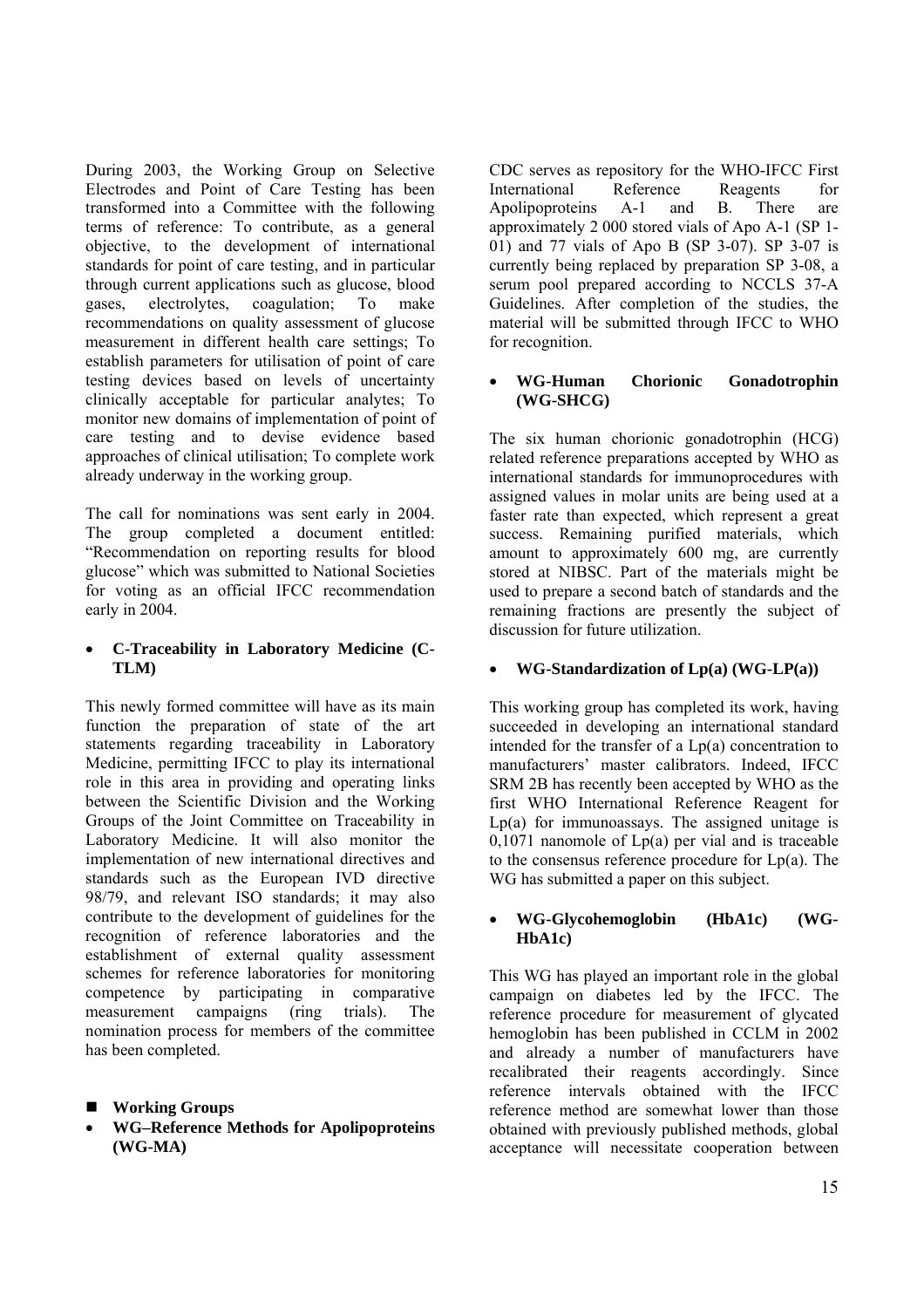During 2003, the Working Group on Selective Electrodes and Point of Care Testing has been transformed into a Committee with the following terms of reference: To contribute, as a general objective, to the development of international standards for point of care testing, and in particular through current applications such as glucose, blood gases, electrolytes, coagulation; To make recommendations on quality assessment of glucose measurement in different health care settings; To establish parameters for utilisation of point of care testing devices based on levels of uncertainty clinically acceptable for particular analytes; To monitor new domains of implementation of point of care testing and to devise evidence based approaches of clinical utilisation; To complete work already underway in the working group.

The call for nominations was sent early in 2004. The group completed a document entitled: "Recommendation on reporting results for blood glucose" which was submitted to National Societies for voting as an official IFCC recommendation early in 2004.

- **C-Traceability in Laboratory Medicine (C-TLM)**

This newly formed committee will have as its main function the preparation of state of the art statements regarding traceability in Laboratory Medicine, permitting IFCC to play its international role in this area in providing and operating links between the Scientific Division and the Working Groups of the Joint Committee on Traceability in Laboratory Medicine. It will also monitor the implementation of new international directives and standards such as the European IVD directive 98/79, and relevant ISO standards; it may also contribute to the development of guidelines for the recognition of reference laboratories and the establishment of external quality assessment schemes for reference laboratories for monitoring competence by participating in comparative measurement campaigns (ring trials). The nomination process for members of the committee has been completed.

- **Working Groups**
- **WG–Reference Methods for Apolipoproteins (WG-MA)**

CDC serves as repository for the WHO-IFCC First International Reference Reagents for Apolipoproteins A-1 and B. There are approximately 2 000 stored vials of Apo A-1 (SP 1-01) and 77 vials of Apo B (SP 3-07). SP 3-07 is currently being replaced by preparation SP 3-08, a serum pool prepared according to NCCLS 37-A Guidelines. After completion of the studies, the material will be submitted through IFCC to WHO for recognition.

- **WG-Human Chorionic Gonadotrophin (WG-SHCG)**

The six human chorionic gonadotrophin (HCG) related reference preparations accepted by WHO as international standards for immunoprocedures with assigned values in molar units are being used at a faster rate than expected, which represent a great success. Remaining purified materials, which amount to approximately 600 mg, are currently stored at NIBSC. Part of the materials might be used to prepare a second batch of standards and the remaining fractions are presently the subject of discussion for future utilization.

- **WG-Standardization of Lp(a) (WG-LP(a))**

This working group has completed its work, having succeeded in developing an international standard intended for the transfer of a Lp(a) concentration to manufacturers' master calibrators. Indeed, IFCC SRM 2B has recently been accepted by WHO as the first WHO International Reference Reagent for Lp(a) for immunoassays. The assigned unitage is 0,1071 nanomole of Lp(a) per vial and is traceable to the consensus reference procedure for Lp(a). The WG has submitted a paper on this subject.

- **WG-Glycohemoglobin (HbA1c) (WG-HbA1c)**

This WG has played an important role in the global campaign on diabetes led by the IFCC. The reference procedure for measurement of glycated hemoglobin has been published in CCLM in 2002 and already a number of manufacturers have recalibrated their reagents accordingly. Since reference intervals obtained with the IFCC reference method are somewhat lower than those obtained with previously published methods, global acceptance will necessitate cooperation between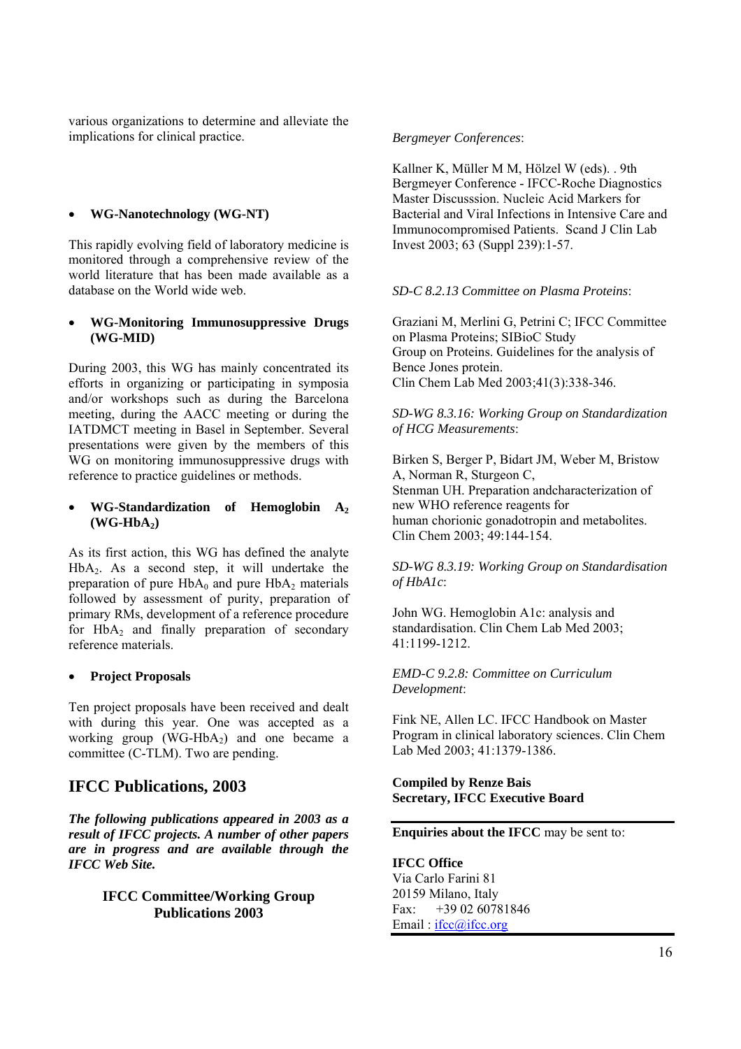various organizations to determine and alleviate the implications for clinical practice.

- **WG-Nanotechnology (WG-NT)**

This rapidly evolving field of laboratory medicine is monitored through a comprehensive review of the world literature that has been made available as a database on the World wide web.

- **WG-Monitoring Immunosuppressive Drugs (WG-MID)**

During 2003, this WG has mainly concentrated its efforts in organizing or participating in symposia and/or workshops such as during the Barcelona meeting, during the AACC meeting or during the IATDMCT meeting in Basel in September. Several presentations were given by the members of this WG on monitoring immunosuppressive drugs with reference to practice guidelines or methods.

- **WG-Standardization of Hemoglobin $A_2$ (WG-Hb$A_2$)**

As its first action, this WG has defined the analyte Hb$A_2$. As a second step, it will undertake the preparation of pure Hb$A_0$ and pure Hb$A_2$ materials followed by assessment of purity, preparation of primary RMs, development of a reference procedure for Hb$A_2$ and finally preparation of secondary reference materials.

- **Project Proposals**

Ten project proposals have been received and dealt with during this year. One was accepted as a working group (WG-Hb$A_2$) and one became a committee (C-TLM). Two are pending.

## IFCC Publications, 2003

***The following publications appeared in 2003 as a result of IFCC projects. A number of other papers are in progress and are available through the IFCC Web Site.***

### IFCC Committee/Working Group Publications 2003

*Bergmeyer Conferences*:

Kallner K, Müller M M, Hölzel W (eds). . 9th Bergmeyer Conference - IFCC-Roche Diagnostics Master Discusssion. Nucleic Acid Markers for Bacterial and Viral Infections in Intensive Care and Immunocompromised Patients. Scand J Clin Lab Invest 2003; 63 (Suppl 239):1-57.

*SD-C 8.2.13 Committee on Plasma Proteins*:

Graziani M, Merlini G, Petrini C; IFCC Committee on Plasma Proteins; SIBioC Study Group on Proteins. Guidelines for the analysis of Bence Jones protein.
Clin Chem Lab Med 2003;41(3):338-346.

*SD-WG 8.3.16: Working Group on Standardization of HCG Measurements*:

Birken S, Berger P, Bidart JM, Weber M, Bristow A, Norman R, Sturgeon C,
Stenman UH. Preparation andcharacterization of new WHO reference reagents for
human chorionic gonadotropin and metabolites.
Clin Chem 2003; 49:144-154.

*SD-WG 8.3.19: Working Group on Standardisation of HbA1c*:

John WG. Hemoglobin A1c: analysis and standardisation. Clin Chem Lab Med 2003; 41:1199-1212.

*EMD-C 9.2.8: Committee on Curriculum Development*:

Fink NE, Allen LC. IFCC Handbook on Master Program in clinical laboratory sciences. Clin Chem Lab Med 2003; 41:1379-1386.

**Compiled by Renze Bais**
**Secretary, IFCC Executive Board**

---

**Enquiries about the IFCC** may be sent to:

**IFCC Office**
Via Carlo Farini 81
20159 Milano, Italy
Fax: +39 02 60781846
Email : ifcc@ifcc.org

---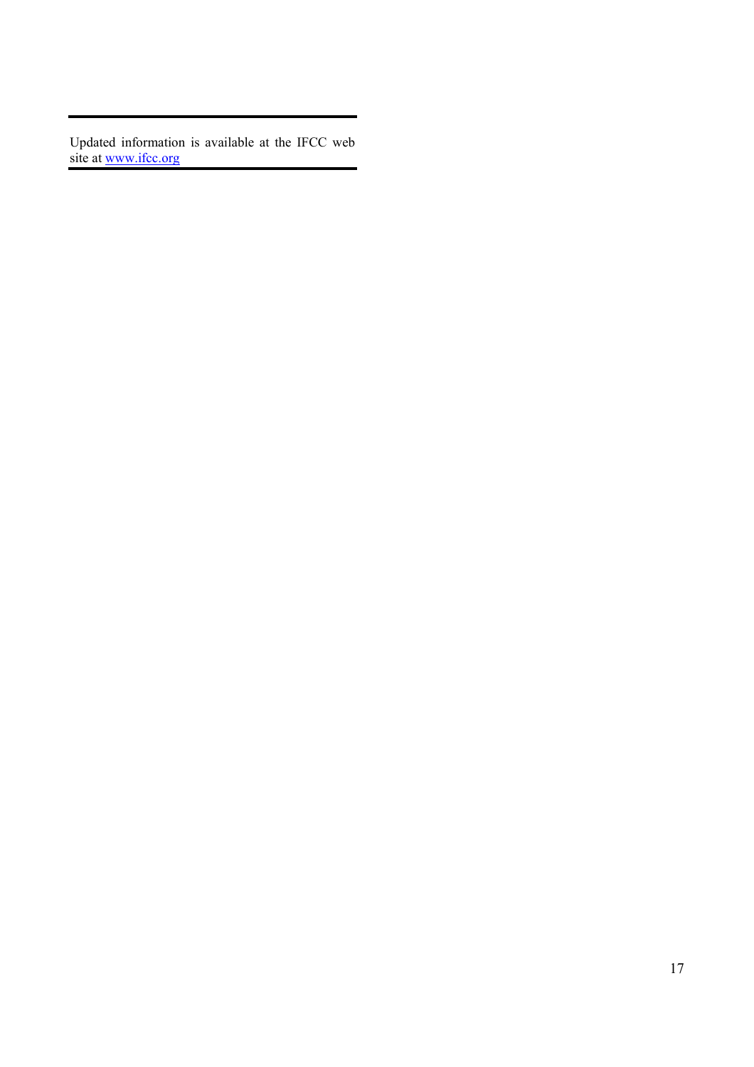Updated information is available at the IFCC web site at [www.ifcc.org](http://www.ifcc.org)